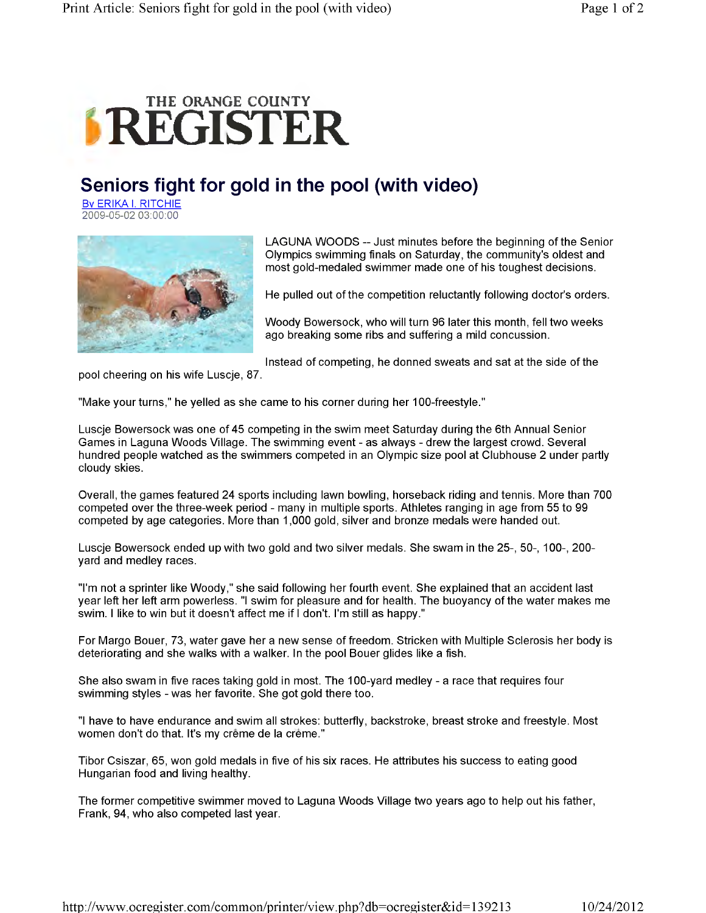# Seniors fight for gold in the pool (with video)

By ERIKA I. RITCHIE
2009-05-02 03:00:00

LAGUNA WOODS -- Just minutes before the beginning of the Senior Olympics swimming finals on Saturday, the community's oldest and most gold-medaled swimmer made one of his toughest decisions.

He pulled out of the competition reluctantly following doctor's orders.

Woody Bowersock, who will turn 96 later this month, fell two weeks ago breaking some ribs and suffering a mild concussion.

Instead of competing, he donned sweats and sat at the side of the pool cheering on his wife Luscje, 87.

"Make your turns," he yelled as she came to his corner during her 100-freestyle."

Luscje Bowersock was one of 45 competing in the swim meet Saturday during the 6th Annual Senior Games in Laguna Woods Village. The swimming event - as always - drew the largest crowd. Several hundred people watched as the swimmers competed in an Olympic size pool at Clubhouse 2 under partly cloudy skies.

Overall, the games featured 24 sports including lawn bowling, horseback riding and tennis. More than 700 competed over the three-week period - many in multiple sports. Athletes ranging in age from 55 to 99 competed by age categories. More than 1,000 gold, silver and bronze medals were handed out.

Luscje Bowersock ended up with two gold and two silver medals. She swam in the 25-, 50-, 100-, 200-yard and medley races.

"I'm not a sprinter like Woody," she said following her fourth event. She explained that an accident last year left her left arm powerless. "I swim for pleasure and for health. The buoyancy of the water makes me swim. I like to win but it doesn't affect me if I don't. I'm still as happy."

For Margo Bouer, 73, water gave her a new sense of freedom. Stricken with Multiple Sclerosis her body is deteriorating and she walks with a walker. In the pool Bouer glides like a fish.

She also swam in five races taking gold in most. The 100-yard medley - a race that requires four swimming styles - was her favorite. She got gold there too.

"I have to have endurance and swim all strokes: butterfly, backstroke, breast stroke and freestyle. Most women don't do that. It's my crême de la crême."

Tibor Csiszar, 65, won gold medals in five of his six races. He attributes his success to eating good Hungarian food and living healthy.

The former competitive swimmer moved to Laguna Woods Village two years ago to help out his father, Frank, 94, who also competed last year.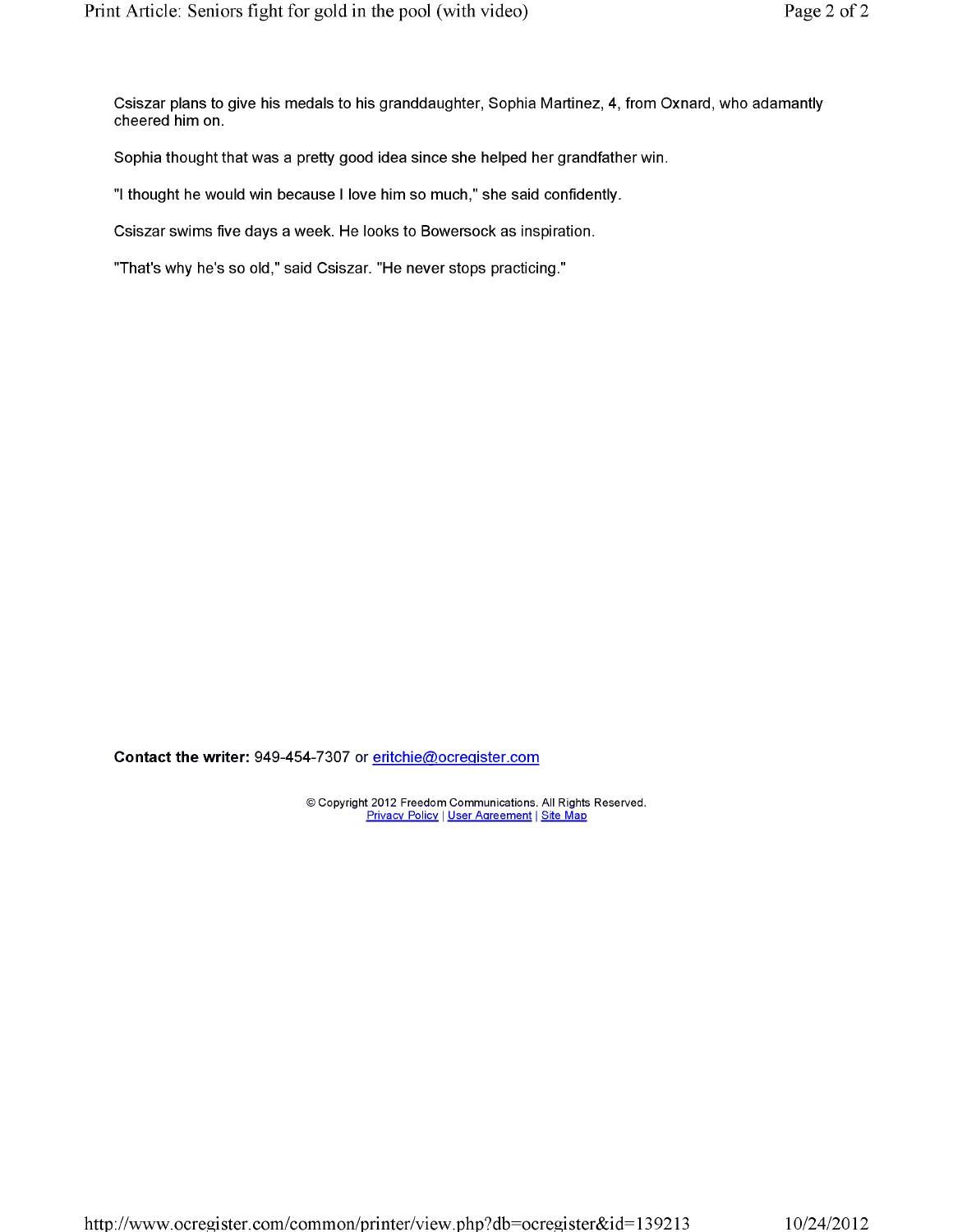Csiszar plans to give his medals to his granddaughter, Sophia Martinez, 4, from Oxnard, who adamantly cheered him on.

Sophia thought that was a pretty good idea since she helped her grandfather win.

"I thought he would win because I love him so much," she said confidently.

Csiszar swims five days a week. He looks to Bowersock as inspiration.

"That's why he's so old," said Csiszar. "He never stops practicing."

**Contact the writer:** 949-454-7307 or eritchie@ocregister.com

© Copyright 2012 Freedom Communications. All Rights Reserved.
Privacy Policy | User Agreement | Site Map